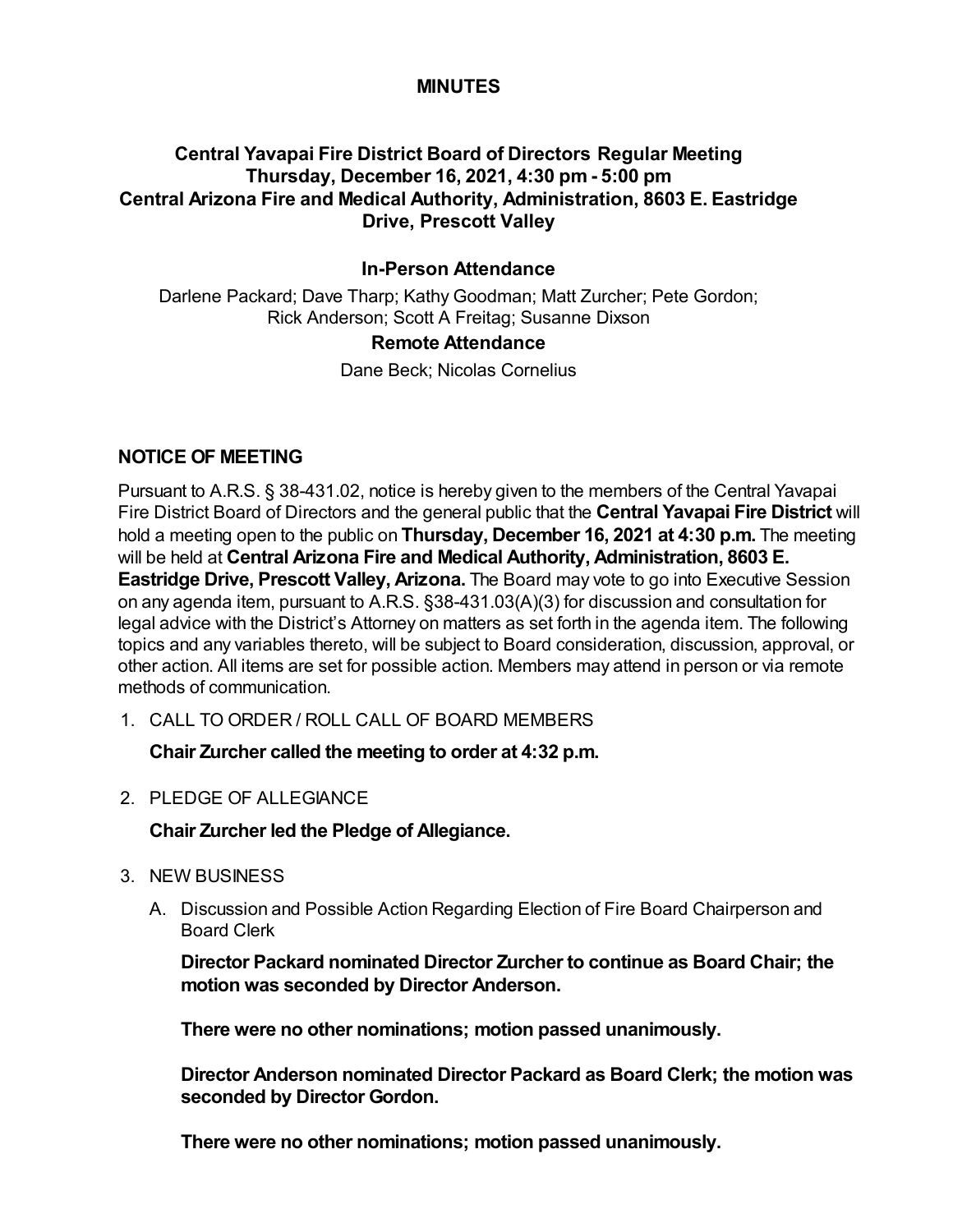# MINUTES

## Central Yavapai Fire District Board of Directors Regular Meeting
## Thursday, December 16, 2021, 4:30 pm - 5:00 pm
## Central Arizona Fire and Medical Authority, Administration, 8603 E. Eastridge Drive, Prescott Valley

### In-Person Attendance

Darlene Packard; Dave Tharp; Kathy Goodman; Matt Zurcher; Pete Gordon; Rick Anderson; Scott A Freitag; Susanne Dixson

### Remote Attendance

Dane Beck; Nicolas Cornelius

### NOTICE OF MEETING

Pursuant to A.R.S. § 38-431.02, notice is hereby given to the members of the Central Yavapai Fire District Board of Directors and the general public that the **Central Yavapai Fire District** will hold a meeting open to the public on **Thursday, December 16, 2021 at 4:30 p.m.** The meeting will be held at **Central Arizona Fire and Medical Authority, Administration, 8603 E. Eastridge Drive, Prescott Valley, Arizona.** The Board may vote to go into Executive Session on any agenda item, pursuant to A.R.S. §38-431.03(A)(3) for discussion and consultation for legal advice with the District's Attorney on matters as set forth in the agenda item. The following topics and any variables thereto, will be subject to Board consideration, discussion, approval, or other action. All items are set for possible action. Members may attend in person or via remote methods of communication.

1. CALL TO ORDER / ROLL CALL OF BOARD MEMBERS

   **Chair Zurcher called the meeting to order at 4:32 p.m.**

2. PLEDGE OF ALLEGIANCE

   **Chair Zurcher led the Pledge of Allegiance.**

3. NEW BUSINESS

   A. Discussion and Possible Action Regarding Election of Fire Board Chairperson and Board Clerk

      **Director Packard nominated Director Zurcher to continue as Board Chair; the motion was seconded by Director Anderson.**

      **There were no other nominations; motion passed unanimously.**

      **Director Anderson nominated Director Packard as Board Clerk; the motion was seconded by Director Gordon.**

      **There were no other nominations; motion passed unanimously.**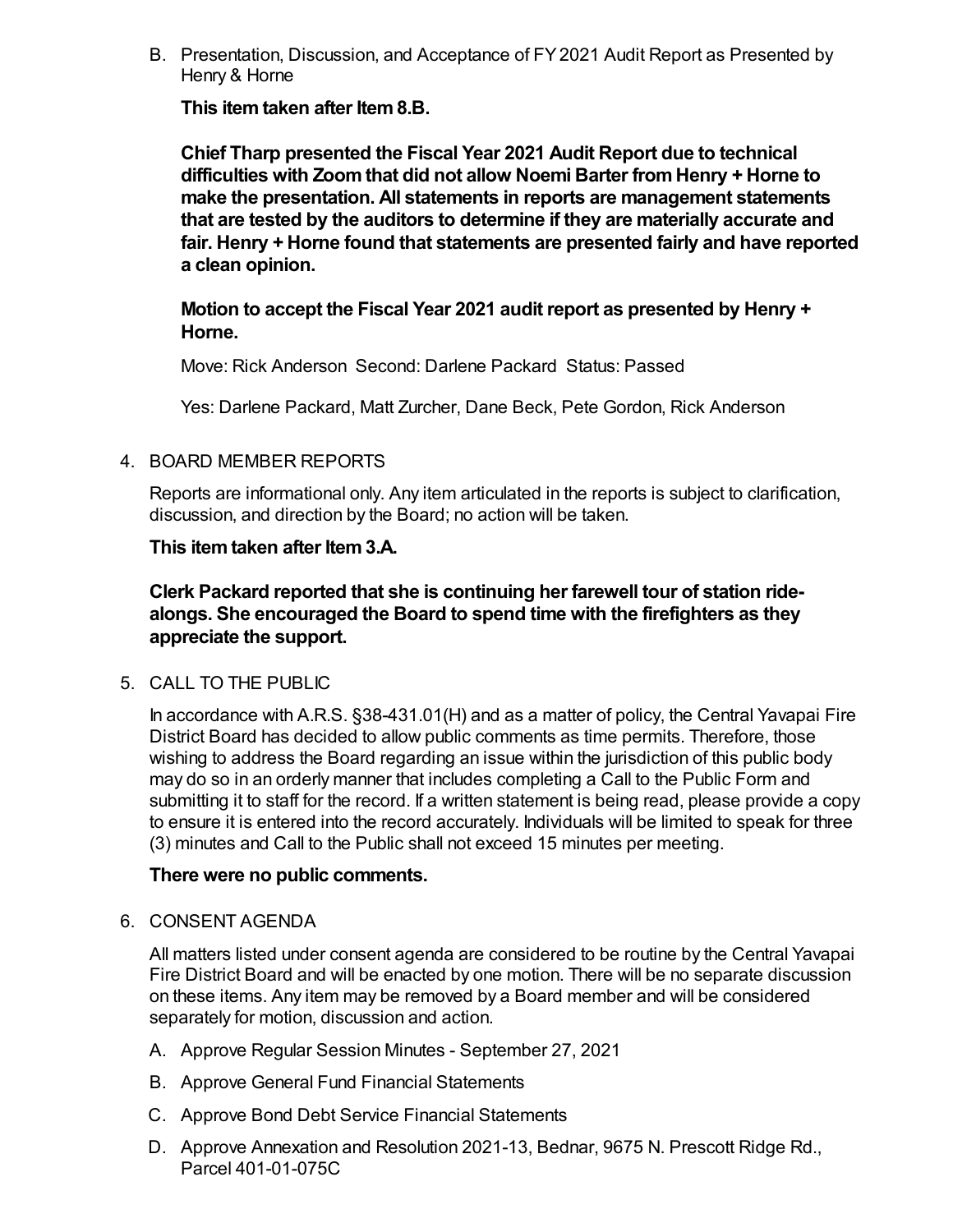B. Presentation, Discussion, and Acceptance of FY 2021 Audit Report as Presented by Henry & Horne

**This item taken after Item 8.B.**

**Chief Tharp presented the Fiscal Year 2021 Audit Report due to technical difficulties with Zoom that did not allow Noemi Barter from Henry + Horne to make the presentation. All statements in reports are management statements that are tested by the auditors to determine if they are materially accurate and fair. Henry + Horne found that statements are presented fairly and have reported a clean opinion.**

**Motion to accept the Fiscal Year 2021 audit report as presented by Henry + Horne.**

Move: Rick Anderson Second: Darlene Packard Status: Passed

Yes: Darlene Packard, Matt Zurcher, Dane Beck, Pete Gordon, Rick Anderson

4. BOARD MEMBER REPORTS

Reports are informational only. Any item articulated in the reports is subject to clarification, discussion, and direction by the Board; no action will be taken.

**This item taken after Item 3.A.**

**Clerk Packard reported that she is continuing her farewell tour of station ride-alongs. She encouraged the Board to spend time with the firefighters as they appreciate the support.**

5. CALL TO THE PUBLIC

In accordance with A.R.S. §38-431.01(H) and as a matter of policy, the Central Yavapai Fire District Board has decided to allow public comments as time permits. Therefore, those wishing to address the Board regarding an issue within the jurisdiction of this public body may do so in an orderly manner that includes completing a Call to the Public Form and submitting it to staff for the record. If a written statement is being read, please provide a copy to ensure it is entered into the record accurately. Individuals will be limited to speak for three (3) minutes and Call to the Public shall not exceed 15 minutes per meeting.

**There were no public comments.**

6. CONSENT AGENDA

All matters listed under consent agenda are considered to be routine by the Central Yavapai Fire District Board and will be enacted by one motion. There will be no separate discussion on these items. Any item may be removed by a Board member and will be considered separately for motion, discussion and action.

A. Approve Regular Session Minutes - September 27, 2021

B. Approve General Fund Financial Statements

C. Approve Bond Debt Service Financial Statements

D. Approve Annexation and Resolution 2021-13, Bednar, 9675 N. Prescott Ridge Rd., Parcel 401-01-075C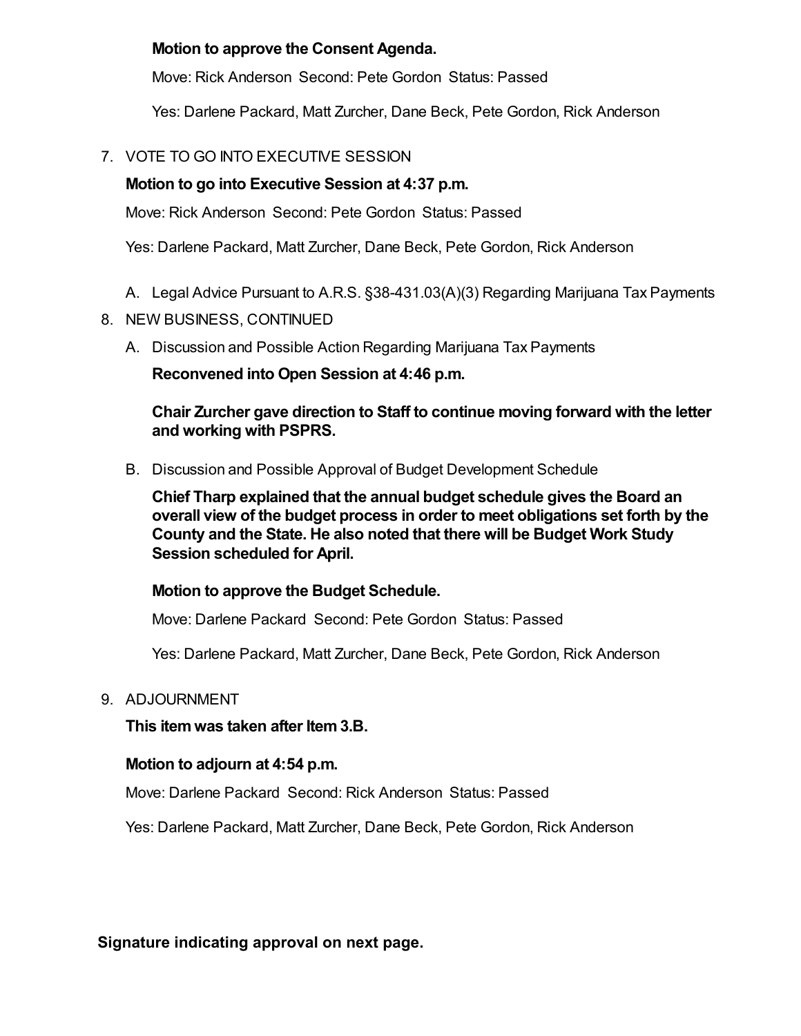**Motion to approve the Consent Agenda.**

Move: Rick Anderson  Second: Pete Gordon  Status: Passed

Yes: Darlene Packard, Matt Zurcher, Dane Beck, Pete Gordon, Rick Anderson

7. VOTE TO GO INTO EXECUTIVE SESSION

   **Motion to go into Executive Session at 4:37 p.m.**

   Move: Rick Anderson  Second: Pete Gordon  Status: Passed

   Yes: Darlene Packard, Matt Zurcher, Dane Beck, Pete Gordon, Rick Anderson

   A. Legal Advice Pursuant to A.R.S. §38-431.03(A)(3) Regarding Marijuana Tax Payments

8. NEW BUSINESS, CONTINUED

   A. Discussion and Possible Action Regarding Marijuana Tax Payments

      **Reconvened into Open Session at 4:46 p.m.**

      **Chair Zurcher gave direction to Staff to continue moving forward with the letter and working with PSPRS.**

   B. Discussion and Possible Approval of Budget Development Schedule

      **Chief Tharp explained that the annual budget schedule gives the Board an overall view of the budget process in order to meet obligations set forth by the County and the State. He also noted that there will be Budget Work Study Session scheduled for April.**

      **Motion to approve the Budget Schedule.**

      Move: Darlene Packard  Second: Pete Gordon  Status: Passed

      Yes: Darlene Packard, Matt Zurcher, Dane Beck, Pete Gordon, Rick Anderson

9. ADJOURNMENT

   **This item was taken after Item 3.B.**

   **Motion to adjourn at 4:54 p.m.**

   Move: Darlene Packard  Second: Rick Anderson  Status: Passed

   Yes: Darlene Packard, Matt Zurcher, Dane Beck, Pete Gordon, Rick Anderson

**Signature indicating approval on next page.**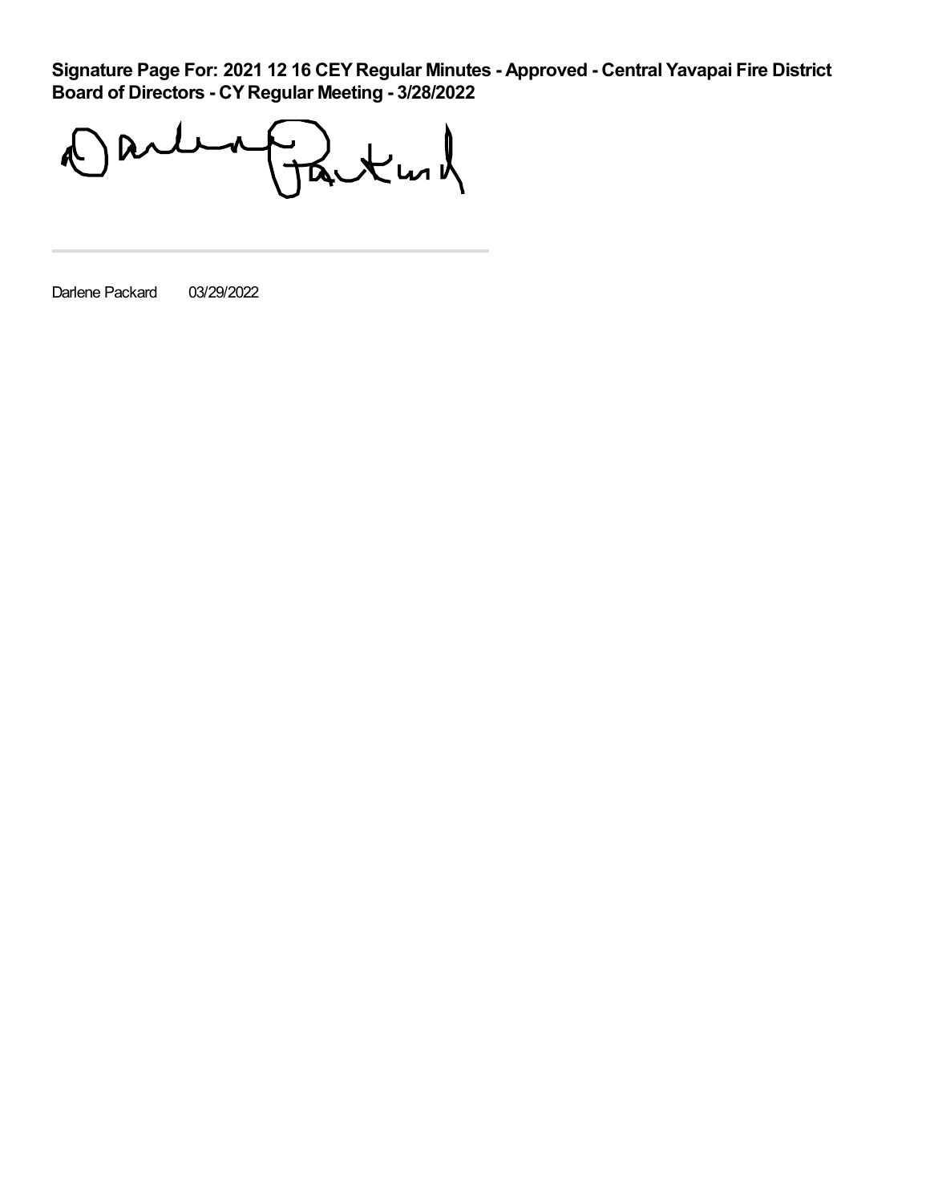**Signature Page For: 2021 12 16 CEY Regular Minutes - Approved - Central Yavapai Fire District Board of Directors - CY Regular Meeting - 3/28/2022**

Darlene Packard 03/29/2022